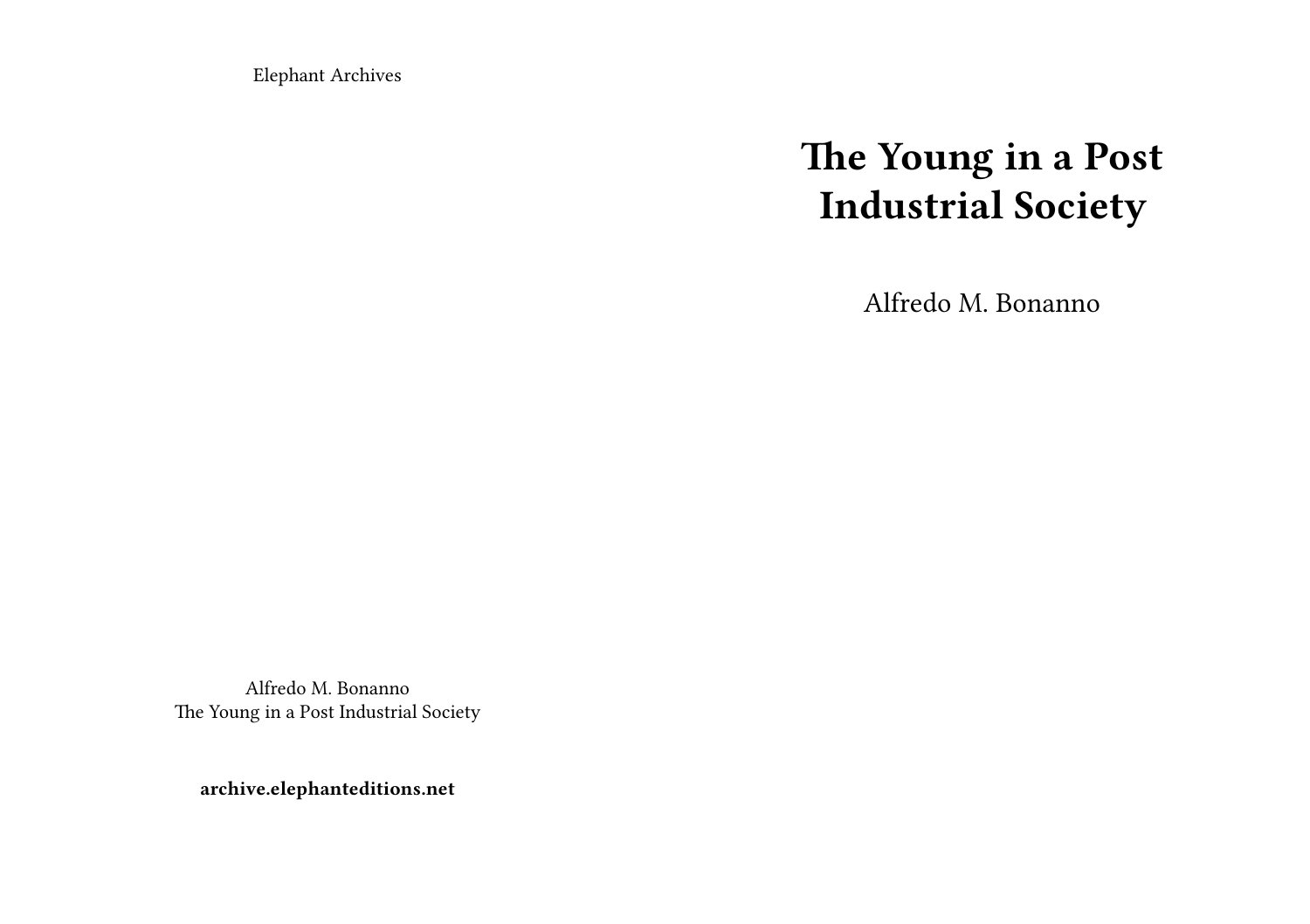Elephant Archives

# The Young in a Post Industrial Society

Alfredo M. Bonanno

Alfredo M. Bonanno
The Young in a Post Industrial Society

**archive.elephanteditions.net**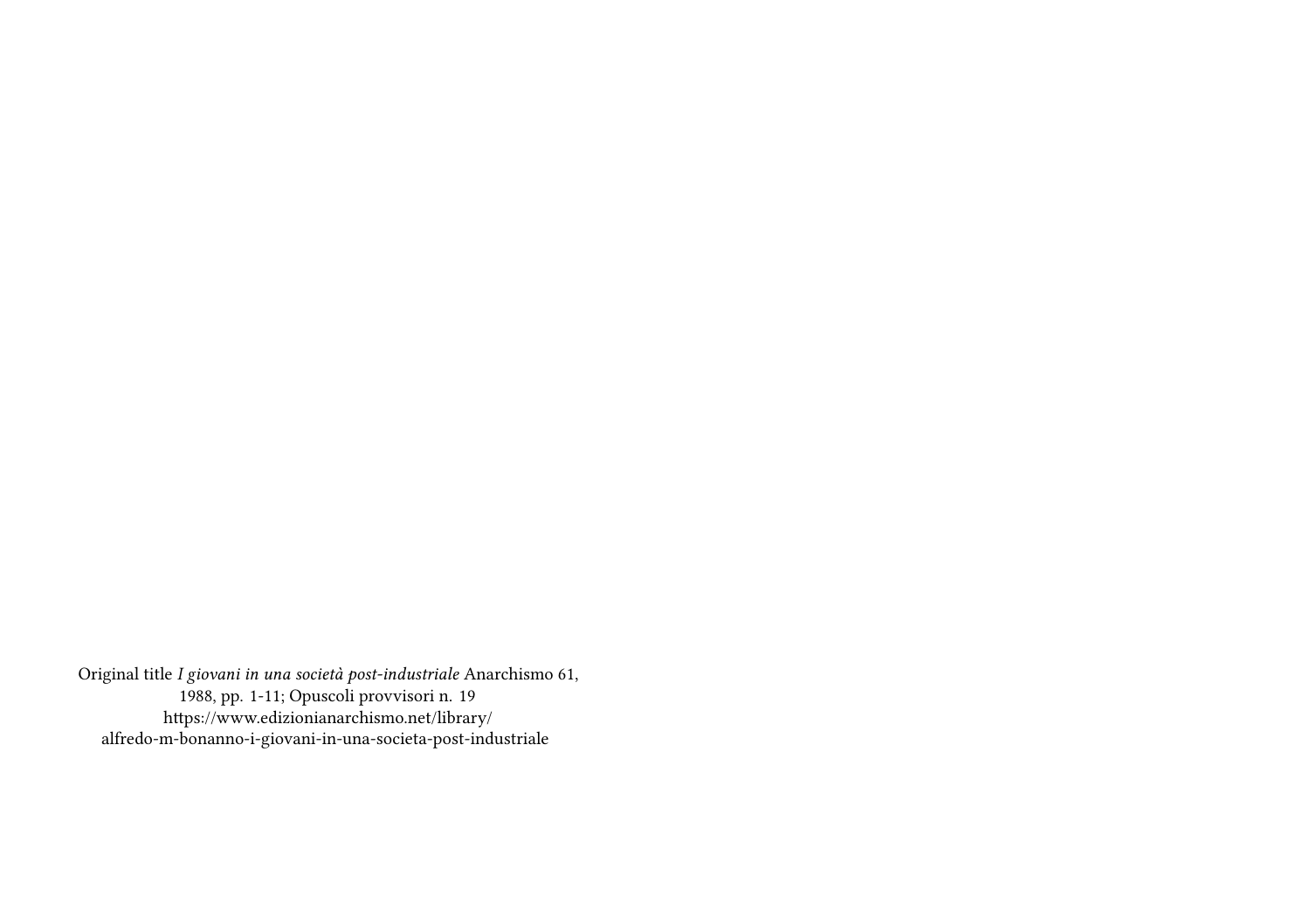Original title *I giovani in una società post-industriale* Anarchismo 61, 1988, pp. 1-11; Opuscoli provvisori n. 19
https://www.edizionianarchismo.net/library/alfredo-m-bonanno-i-giovani-in-una-societa-post-industriale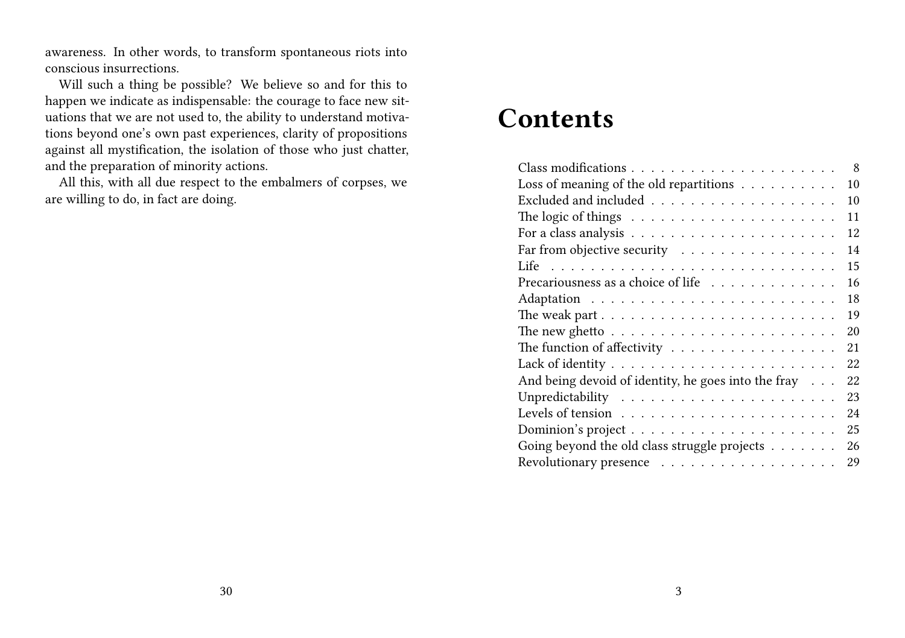awareness. In other words, to transform spontaneous riots into conscious insurrections.

Will such a thing be possible? We believe so and for this to happen we indicate as indispensable: the courage to face new situations that we are not used to, the ability to understand motivations beyond one's own past experiences, clarity of propositions against all mystification, the isolation of those who just chatter, and the preparation of minority actions.

All this, with all due respect to the embalmers of corpses, we are willing to do, in fact are doing.

# Contents

- Class modifications . . . 8
- Loss of meaning of the old repartitions . . . 10
- Excluded and included . . . 10
- The logic of things . . . 11
- For a class analysis . . . 12
- Far from objective security . . . 14
- Life . . . 15
- Precariousness as a choice of life . . . 16
- Adaptation . . . 18
- The weak part . . . 19
- The new ghetto . . . 20
- The function of affectivity . . . 21
- Lack of identity . . . 22
- And being devoid of identity, he goes into the fray . . . 22
- Unpredictability . . . 23
- Levels of tension . . . 24
- Dominion's project . . . 25
- Going beyond the old class struggle projects . . . 26
- Revolutionary presence . . . 29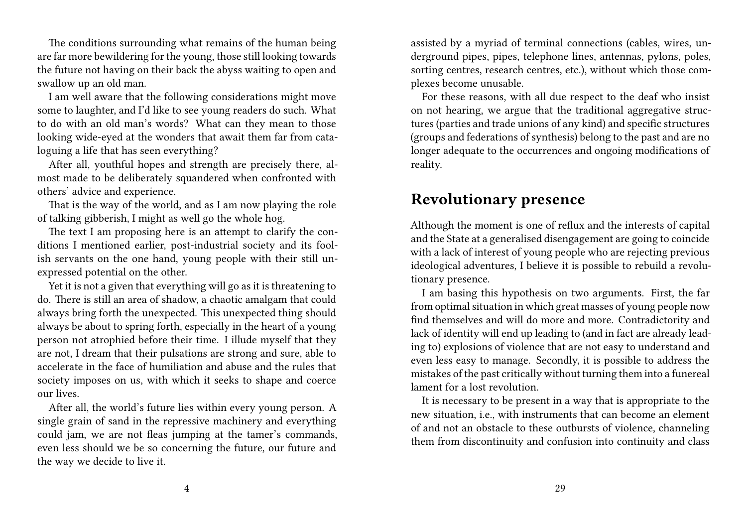The conditions surrounding what remains of the human being are far more bewildering for the young, those still looking towards the future not having on their back the abyss waiting to open and swallow up an old man.

I am well aware that the following considerations might move some to laughter, and I'd like to see young readers do such. What to do with an old man's words? What can they mean to those looking wide-eyed at the wonders that await them far from cataloguing a life that has seen everything?

After all, youthful hopes and strength are precisely there, almost made to be deliberately squandered when confronted with others' advice and experience.

That is the way of the world, and as I am now playing the role of talking gibberish, I might as well go the whole hog.

The text I am proposing here is an attempt to clarify the conditions I mentioned earlier, post-industrial society and its foolish servants on the one hand, young people with their still unexpressed potential on the other.

Yet it is not a given that everything will go as it is threatening to do. There is still an area of shadow, a chaotic amalgam that could always bring forth the unexpected. This unexpected thing should always be about to spring forth, especially in the heart of a young person not atrophied before their time. I illude myself that they are not, I dream that their pulsations are strong and sure, able to accelerate in the face of humiliation and abuse and the rules that society imposes on us, with which it seeks to shape and coerce our lives.

After all, the world's future lies within every young person. A single grain of sand in the repressive machinery and everything could jam, we are not fleas jumping at the tamer's commands, even less should we be so concerning the future, our future and the way we decide to live it.

assisted by a myriad of terminal connections (cables, wires, underground pipes, pipes, telephone lines, antennas, pylons, poles, sorting centres, research centres, etc.), without which those complexes become unusable.

For these reasons, with all due respect to the deaf who insist on not hearing, we argue that the traditional aggregative structures (parties and trade unions of any kind) and specific structures (groups and federations of synthesis) belong to the past and are no longer adequate to the occurrences and ongoing modifications of reality.

## Revolutionary presence

Although the moment is one of reflux and the interests of capital and the State at a generalised disengagement are going to coincide with a lack of interest of young people who are rejecting previous ideological adventures, I believe it is possible to rebuild a revolutionary presence.

I am basing this hypothesis on two arguments. First, the far from optimal situation in which great masses of young people now find themselves and will do more and more. Contradictority and lack of identity will end up leading to (and in fact are already leading to) explosions of violence that are not easy to understand and even less easy to manage. Secondly, it is possible to address the mistakes of the past critically without turning them into a funereal lament for a lost revolution.

It is necessary to be present in a way that is appropriate to the new situation, i.e., with instruments that can become an element of and not an obstacle to these outbursts of violence, channeling them from discontinuity and confusion into continuity and class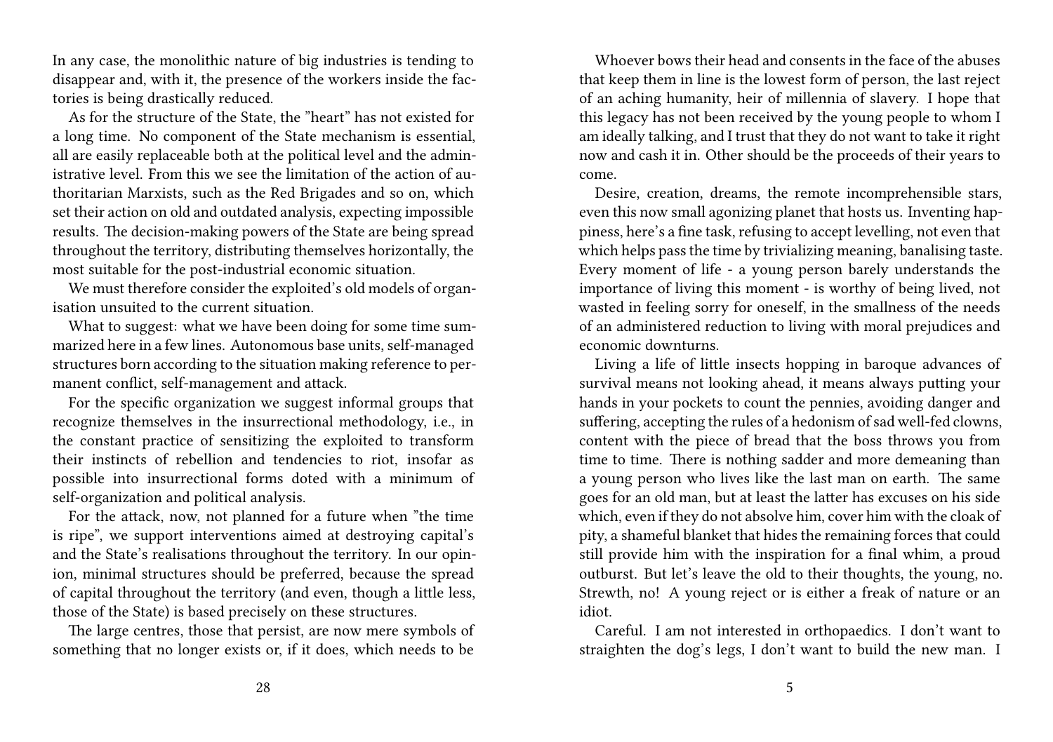In any case, the monolithic nature of big industries is tending to disappear and, with it, the presence of the workers inside the factories is being drastically reduced.

As for the structure of the State, the "heart" has not existed for a long time. No component of the State mechanism is essential, all are easily replaceable both at the political level and the administrative level. From this we see the limitation of the action of authoritarian Marxists, such as the Red Brigades and so on, which set their action on old and outdated analysis, expecting impossible results. The decision-making powers of the State are being spread throughout the territory, distributing themselves horizontally, the most suitable for the post-industrial economic situation.

We must therefore consider the exploited's old models of organisation unsuited to the current situation.

What to suggest: what we have been doing for some time summarized here in a few lines. Autonomous base units, self-managed structures born according to the situation making reference to permanent conflict, self-management and attack.

For the specific organization we suggest informal groups that recognize themselves in the insurrectional methodology, i.e., in the constant practice of sensitizing the exploited to transform their instincts of rebellion and tendencies to riot, insofar as possible into insurrectional forms doted with a minimum of self-organization and political analysis.

For the attack, now, not planned for a future when "the time is ripe", we support interventions aimed at destroying capital's and the State's realisations throughout the territory. In our opinion, minimal structures should be preferred, because the spread of capital throughout the territory (and even, though a little less, those of the State) is based precisely on these structures.

The large centres, those that persist, are now mere symbols of something that no longer exists or, if it does, which needs to be

Whoever bows their head and consents in the face of the abuses that keep them in line is the lowest form of person, the last reject of an aching humanity, heir of millennia of slavery. I hope that this legacy has not been received by the young people to whom I am ideally talking, and I trust that they do not want to take it right now and cash it in. Other should be the proceeds of their years to come.

Desire, creation, dreams, the remote incomprehensible stars, even this now small agonizing planet that hosts us. Inventing happiness, here's a fine task, refusing to accept levelling, not even that which helps pass the time by trivializing meaning, banalising taste. Every moment of life - a young person barely understands the importance of living this moment - is worthy of being lived, not wasted in feeling sorry for oneself, in the smallness of the needs of an administered reduction to living with moral prejudices and economic downturns.

Living a life of little insects hopping in baroque advances of survival means not looking ahead, it means always putting your hands in your pockets to count the pennies, avoiding danger and suffering, accepting the rules of a hedonism of sad well-fed clowns, content with the piece of bread that the boss throws you from time to time. There is nothing sadder and more demeaning than a young person who lives like the last man on earth. The same goes for an old man, but at least the latter has excuses on his side which, even if they do not absolve him, cover him with the cloak of pity, a shameful blanket that hides the remaining forces that could still provide him with the inspiration for a final whim, a proud outburst. But let's leave the old to their thoughts, the young, no. Strewth, no! A young reject or is either a freak of nature or an idiot.

Careful. I am not interested in orthopaedics. I don't want to straighten the dog's legs, I don't want to build the new man. I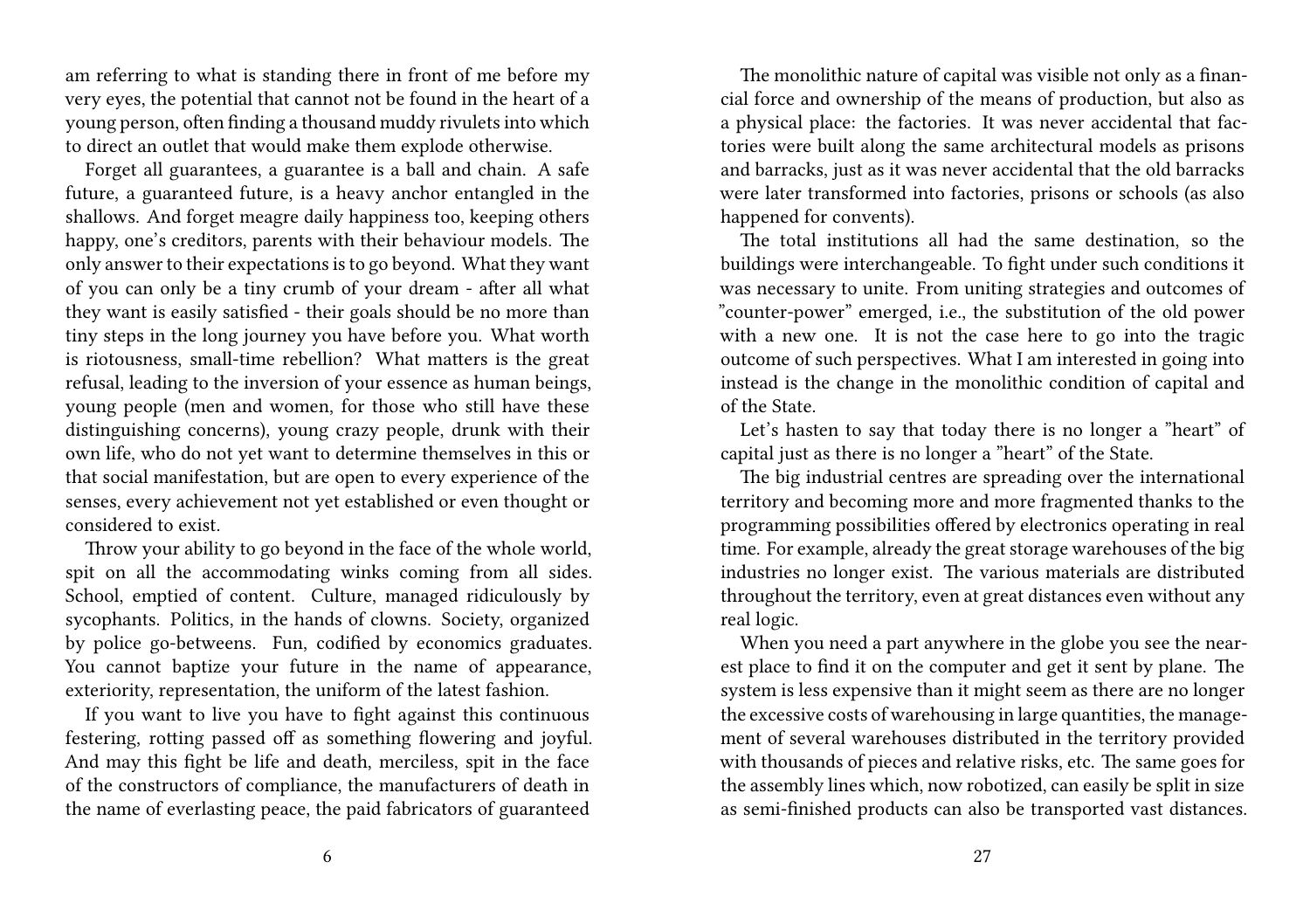am referring to what is standing there in front of me before my very eyes, the potential that cannot not be found in the heart of a young person, often finding a thousand muddy rivulets into which to direct an outlet that would make them explode otherwise.

Forget all guarantees, a guarantee is a ball and chain. A safe future, a guaranteed future, is a heavy anchor entangled in the shallows. And forget meagre daily happiness too, keeping others happy, one's creditors, parents with their behaviour models. The only answer to their expectations is to go beyond. What they want of you can only be a tiny crumb of your dream - after all what they want is easily satisfied - their goals should be no more than tiny steps in the long journey you have before you. What worth is riotousness, small-time rebellion? What matters is the great refusal, leading to the inversion of your essence as human beings, young people (men and women, for those who still have these distinguishing concerns), young crazy people, drunk with their own life, who do not yet want to determine themselves in this or that social manifestation, but are open to every experience of the senses, every achievement not yet established or even thought or considered to exist.

Throw your ability to go beyond in the face of the whole world, spit on all the accommodating winks coming from all sides. School, emptied of content. Culture, managed ridiculously by sycophants. Politics, in the hands of clowns. Society, organized by police go-betweens. Fun, codified by economics graduates. You cannot baptize your future in the name of appearance, exteriority, representation, the uniform of the latest fashion.

If you want to live you have to fight against this continuous festering, rotting passed off as something flowering and joyful. And may this fight be life and death, merciless, spit in the face of the constructors of compliance, the manufacturers of death in the name of everlasting peace, the paid fabricators of guaranteed

The monolithic nature of capital was visible not only as a financial force and ownership of the means of production, but also as a physical place: the factories. It was never accidental that factories were built along the same architectural models as prisons and barracks, just as it was never accidental that the old barracks were later transformed into factories, prisons or schools (as also happened for convents).

The total institutions all had the same destination, so the buildings were interchangeable. To fight under such conditions it was necessary to unite. From uniting strategies and outcomes of "counter-power" emerged, i.e., the substitution of the old power with a new one. It is not the case here to go into the tragic outcome of such perspectives. What I am interested in going into instead is the change in the monolithic condition of capital and of the State.

Let's hasten to say that today there is no longer a "heart" of capital just as there is no longer a "heart" of the State.

The big industrial centres are spreading over the international territory and becoming more and more fragmented thanks to the programming possibilities offered by electronics operating in real time. For example, already the great storage warehouses of the big industries no longer exist. The various materials are distributed throughout the territory, even at great distances even without any real logic.

When you need a part anywhere in the globe you see the nearest place to find it on the computer and get it sent by plane. The system is less expensive than it might seem as there are no longer the excessive costs of warehousing in large quantities, the management of several warehouses distributed in the territory provided with thousands of pieces and relative risks, etc. The same goes for the assembly lines which, now robotized, can easily be split in size as semi-finished products can also be transported vast distances.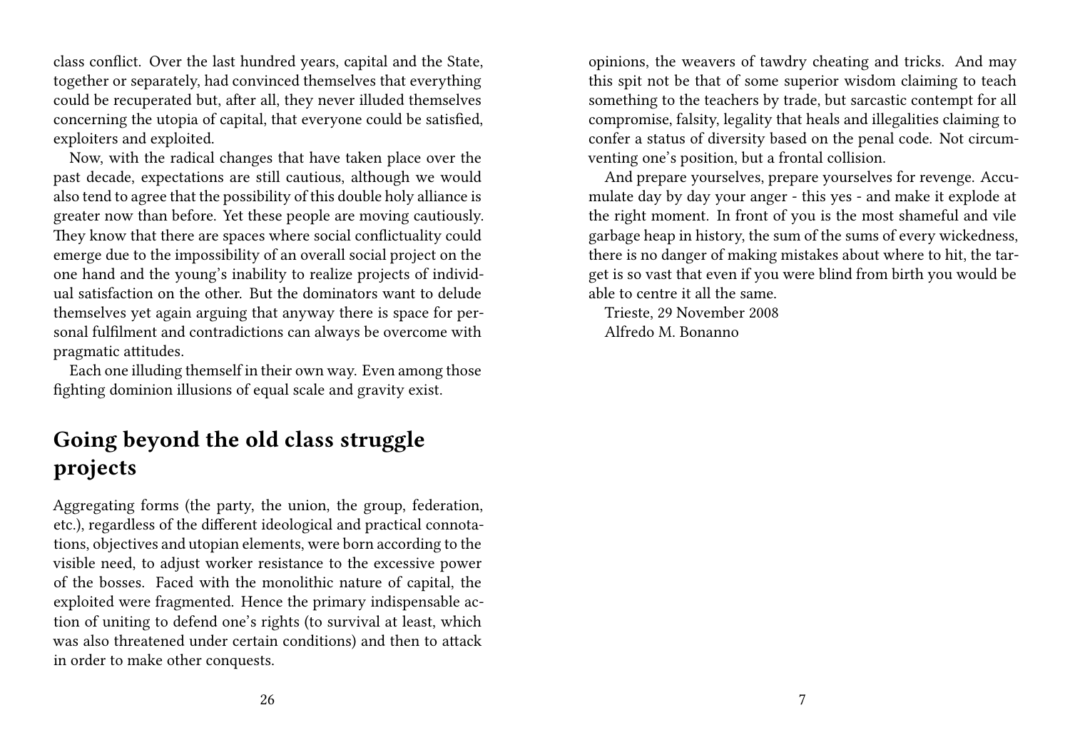class conflict. Over the last hundred years, capital and the State, together or separately, had convinced themselves that everything could be recuperated but, after all, they never illuded themselves concerning the utopia of capital, that everyone could be satisfied, exploiters and exploited.

Now, with the radical changes that have taken place over the past decade, expectations are still cautious, although we would also tend to agree that the possibility of this double holy alliance is greater now than before. Yet these people are moving cautiously. They know that there are spaces where social conflictuality could emerge due to the impossibility of an overall social project on the one hand and the young's inability to realize projects of individual satisfaction on the other. But the dominators want to delude themselves yet again arguing that anyway there is space for personal fulfilment and contradictions can always be overcome with pragmatic attitudes.

Each one illuding themself in their own way. Even among those fighting dominion illusions of equal scale and gravity exist.

## Going beyond the old class struggle projects

Aggregating forms (the party, the union, the group, federation, etc.), regardless of the different ideological and practical connotations, objectives and utopian elements, were born according to the visible need, to adjust worker resistance to the excessive power of the bosses. Faced with the monolithic nature of capital, the exploited were fragmented. Hence the primary indispensable action of uniting to defend one's rights (to survival at least, which was also threatened under certain conditions) and then to attack in order to make other conquests.

opinions, the weavers of tawdry cheating and tricks. And may this spit not be that of some superior wisdom claiming to teach something to the teachers by trade, but sarcastic contempt for all compromise, falsity, legality that heals and illegalities claiming to confer a status of diversity based on the penal code. Not circumventing one's position, but a frontal collision.

And prepare yourselves, prepare yourselves for revenge. Accumulate day by day your anger - this yes - and make it explode at the right moment. In front of you is the most shameful and vile garbage heap in history, the sum of the sums of every wickedness, there is no danger of making mistakes about where to hit, the target is so vast that even if you were blind from birth you would be able to centre it all the same.

Trieste, 29 November 2008

Alfredo M. Bonanno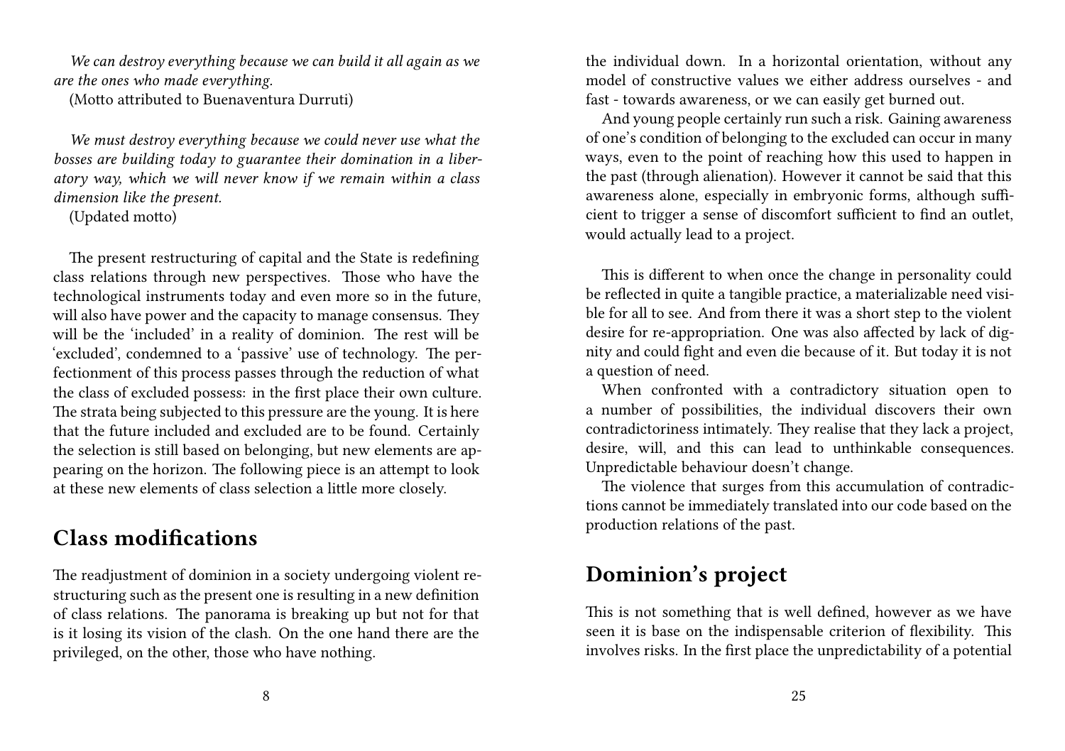*We can destroy everything because we can build it all again as we are the ones who made everything.*

(Motto attributed to Buenaventura Durruti)

*We must destroy everything because we could never use what the bosses are building today to guarantee their domination in a liberatory way, which we will never know if we remain within a class dimension like the present.*

(Updated motto)

The present restructuring of capital and the State is redefining class relations through new perspectives. Those who have the technological instruments today and even more so in the future, will also have power and the capacity to manage consensus. They will be the 'included' in a reality of dominion. The rest will be 'excluded', condemned to a 'passive' use of technology. The perfectionment of this process passes through the reduction of what the class of excluded possess: in the first place their own culture. The strata being subjected to this pressure are the young. It is here that the future included and excluded are to be found. Certainly the selection is still based on belonging, but new elements are appearing on the horizon. The following piece is an attempt to look at these new elements of class selection a little more closely.

## Class modifications

The readjustment of dominion in a society undergoing violent restructuring such as the present one is resulting in a new definition of class relations. The panorama is breaking up but not for that is it losing its vision of the clash. On the one hand there are the privileged, on the other, those who have nothing.

the individual down. In a horizontal orientation, without any model of constructive values we either address ourselves - and fast - towards awareness, or we can easily get burned out.

And young people certainly run such a risk. Gaining awareness of one's condition of belonging to the excluded can occur in many ways, even to the point of reaching how this used to happen in the past (through alienation). However it cannot be said that this awareness alone, especially in embryonic forms, although sufficient to trigger a sense of discomfort sufficient to find an outlet, would actually lead to a project.

This is different to when once the change in personality could be reflected in quite a tangible practice, a materializable need visible for all to see. And from there it was a short step to the violent desire for re-appropriation. One was also affected by lack of dignity and could fight and even die because of it. But today it is not a question of need.

When confronted with a contradictory situation open to a number of possibilities, the individual discovers their own contradictoriness intimately. They realise that they lack a project, desire, will, and this can lead to unthinkable consequences. Unpredictable behaviour doesn't change.

The violence that surges from this accumulation of contradictions cannot be immediately translated into our code based on the production relations of the past.

## Dominion's project

This is not something that is well defined, however as we have seen it is base on the indispensable criterion of flexibility. This involves risks. In the first place the unpredictability of a potential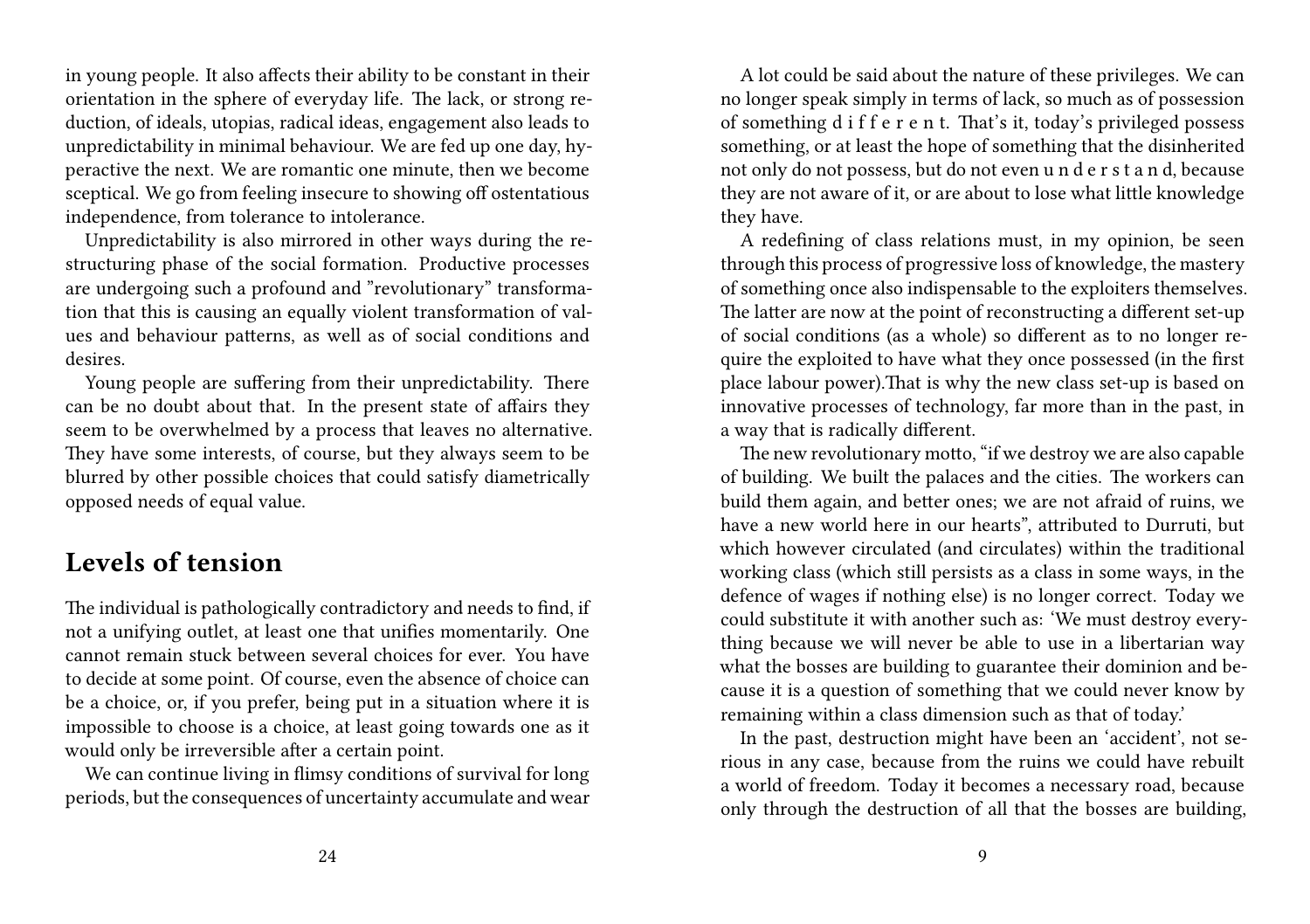in young people. It also affects their ability to be constant in their orientation in the sphere of everyday life. The lack, or strong reduction, of ideals, utopias, radical ideas, engagement also leads to unpredictability in minimal behaviour. We are fed up one day, hyperactive the next. We are romantic one minute, then we become sceptical. We go from feeling insecure to showing off ostentatious independence, from tolerance to intolerance.

Unpredictability is also mirrored in other ways during the restructuring phase of the social formation. Productive processes are undergoing such a profound and "revolutionary" transformation that this is causing an equally violent transformation of values and behaviour patterns, as well as of social conditions and desires.

Young people are suffering from their unpredictability. There can be no doubt about that. In the present state of affairs they seem to be overwhelmed by a process that leaves no alternative. They have some interests, of course, but they always seem to be blurred by other possible choices that could satisfy diametrically opposed needs of equal value.

## Levels of tension

The individual is pathologically contradictory and needs to find, if not a unifying outlet, at least one that unifies momentarily. One cannot remain stuck between several choices for ever. You have to decide at some point. Of course, even the absence of choice can be a choice, or, if you prefer, being put in a situation where it is impossible to choose is a choice, at least going towards one as it would only be irreversible after a certain point.

We can continue living in flimsy conditions of survival for long periods, but the consequences of uncertainty accumulate and wear

A lot could be said about the nature of these privileges. We can no longer speak simply in terms of lack, so much as of possession of something d i f f e r e n t. That's it, today's privileged possess something, or at least the hope of something that the disinherited not only do not possess, but do not even u n d e r s t a n d, because they are not aware of it, or are about to lose what little knowledge they have.

A redefining of class relations must, in my opinion, be seen through this process of progressive loss of knowledge, the mastery of something once also indispensable to the exploiters themselves. The latter are now at the point of reconstructing a different set-up of social conditions (as a whole) so different as to no longer require the exploited to have what they once possessed (in the first place labour power).That is why the new class set-up is based on innovative processes of technology, far more than in the past, in a way that is radically different.

The new revolutionary motto, "if we destroy we are also capable of building. We built the palaces and the cities. The workers can build them again, and better ones; we are not afraid of ruins, we have a new world here in our hearts", attributed to Durruti, but which however circulated (and circulates) within the traditional working class (which still persists as a class in some ways, in the defence of wages if nothing else) is no longer correct. Today we could substitute it with another such as: 'We must destroy everything because we will never be able to use in a libertarian way what the bosses are building to guarantee their dominion and because it is a question of something that we could never know by remaining within a class dimension such as that of today.'

In the past, destruction might have been an 'accident', not serious in any case, because from the ruins we could have rebuilt a world of freedom. Today it becomes a necessary road, because only through the destruction of all that the bosses are building,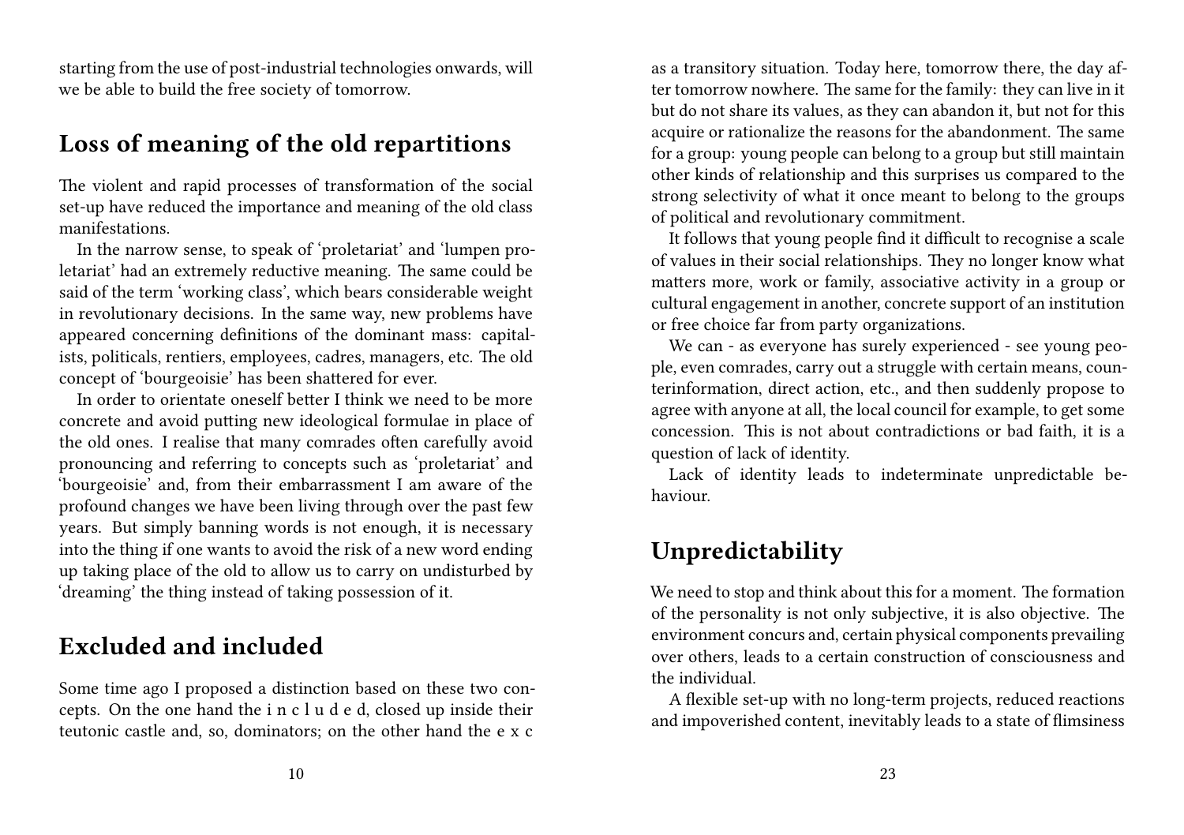starting from the use of post-industrial technologies onwards, will we be able to build the free society of tomorrow.

## Loss of meaning of the old repartitions

The violent and rapid processes of transformation of the social set-up have reduced the importance and meaning of the old class manifestations.

In the narrow sense, to speak of 'proletariat' and 'lumpen proletariat' had an extremely reductive meaning. The same could be said of the term 'working class', which bears considerable weight in revolutionary decisions. In the same way, new problems have appeared concerning definitions of the dominant mass: capitalists, politicals, rentiers, employees, cadres, managers, etc. The old concept of 'bourgeoisie' has been shattered for ever.

In order to orientate oneself better I think we need to be more concrete and avoid putting new ideological formulae in place of the old ones. I realise that many comrades often carefully avoid pronouncing and referring to concepts such as 'proletariat' and 'bourgeoisie' and, from their embarrassment I am aware of the profound changes we have been living through over the past few years. But simply banning words is not enough, it is necessary into the thing if one wants to avoid the risk of a new word ending up taking place of the old to allow us to carry on undisturbed by 'dreaming' the thing instead of taking possession of it.

## Excluded and included

Some time ago I proposed a distinction based on these two concepts. On the one hand the i n c l u d e d, closed up inside their teutonic castle and, so, dominators; on the other hand the e x c

as a transitory situation. Today here, tomorrow there, the day after tomorrow nowhere. The same for the family: they can live in it but do not share its values, as they can abandon it, but not for this acquire or rationalize the reasons for the abandonment. The same for a group: young people can belong to a group but still maintain other kinds of relationship and this surprises us compared to the strong selectivity of what it once meant to belong to the groups of political and revolutionary commitment.

It follows that young people find it difficult to recognise a scale of values in their social relationships. They no longer know what matters more, work or family, associative activity in a group or cultural engagement in another, concrete support of an institution or free choice far from party organizations.

We can - as everyone has surely experienced - see young people, even comrades, carry out a struggle with certain means, counterinformation, direct action, etc., and then suddenly propose to agree with anyone at all, the local council for example, to get some concession. This is not about contradictions or bad faith, it is a question of lack of identity.

Lack of identity leads to indeterminate unpredictable behaviour.

## Unpredictability

We need to stop and think about this for a moment. The formation of the personality is not only subjective, it is also objective. The environment concurs and, certain physical components prevailing over others, leads to a certain construction of consciousness and the individual.

A flexible set-up with no long-term projects, reduced reactions and impoverished content, inevitably leads to a state of flimsiness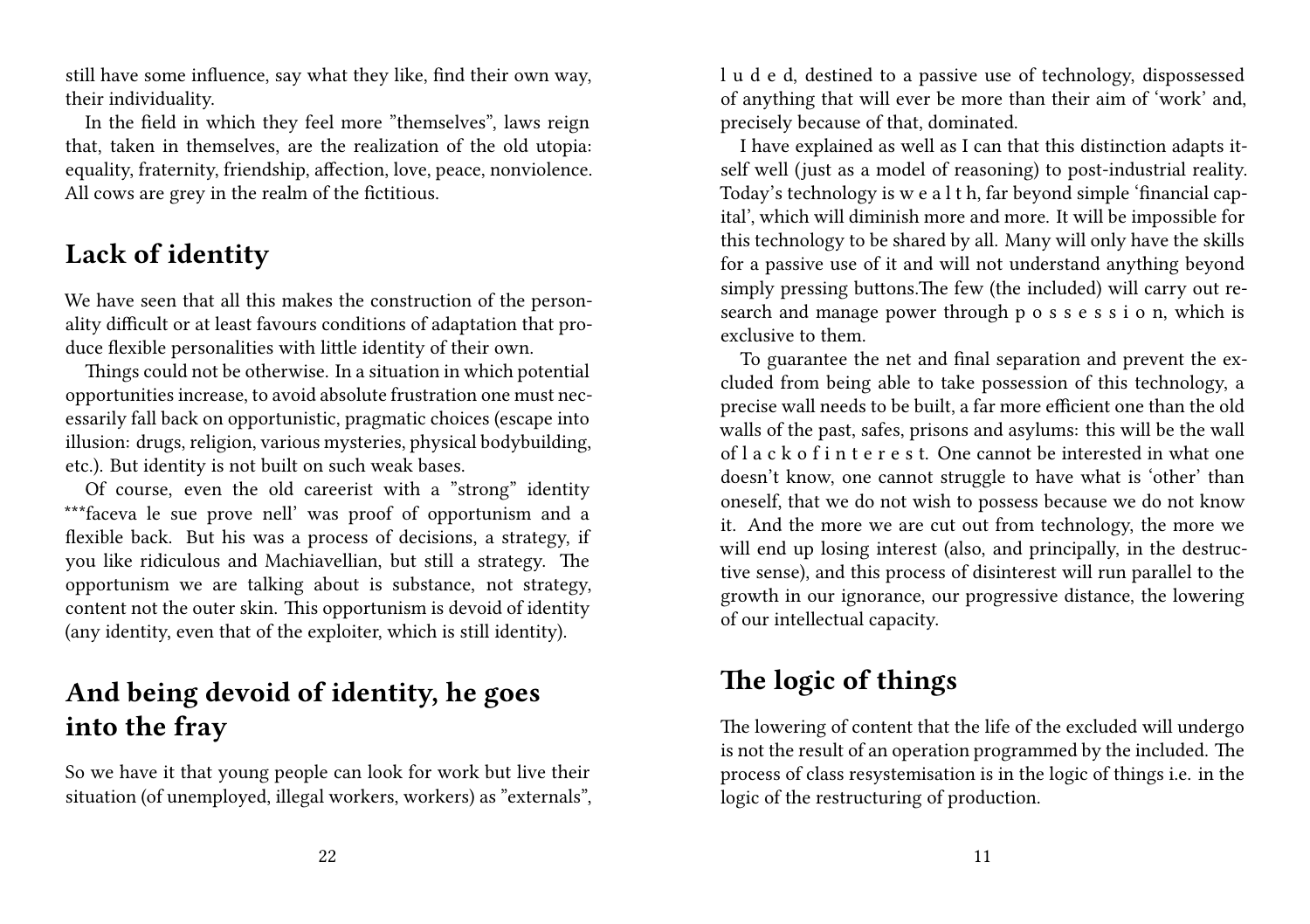still have some influence, say what they like, find their own way, their individuality.

In the field in which they feel more "themselves", laws reign that, taken in themselves, are the realization of the old utopia: equality, fraternity, friendship, affection, love, peace, nonviolence. All cows are grey in the realm of the fictitious.

## Lack of identity

We have seen that all this makes the construction of the personality difficult or at least favours conditions of adaptation that produce flexible personalities with little identity of their own.

Things could not be otherwise. In a situation in which potential opportunities increase, to avoid absolute frustration one must necessarily fall back on opportunistic, pragmatic choices (escape into illusion: drugs, religion, various mysteries, physical bodybuilding, etc.). But identity is not built on such weak bases.

Of course, even the old careerist with a "strong" identity ***faceva le sue prove nell' was proof of opportunism and a flexible back. But his was a process of decisions, a strategy, if you like ridiculous and Machiavellian, but still a strategy. The opportunism we are talking about is substance, not strategy, content not the outer skin. This opportunism is devoid of identity (any identity, even that of the exploiter, which is still identity).

## And being devoid of identity, he goes into the fray

So we have it that young people can look for work but live their situation (of unemployed, illegal workers, workers) as "externals",

l u d e d, destined to a passive use of technology, dispossessed of anything that will ever be more than their aim of 'work' and, precisely because of that, dominated.

I have explained as well as I can that this distinction adapts itself well (just as a model of reasoning) to post-industrial reality. Today's technology is w e a l t h, far beyond simple 'financial capital', which will diminish more and more. It will be impossible for this technology to be shared by all. Many will only have the skills for a passive use of it and will not understand anything beyond simply pressing buttons.The few (the included) will carry out research and manage power through p o s s e s s i o n, which is exclusive to them.

To guarantee the net and final separation and prevent the excluded from being able to take possession of this technology, a precise wall needs to be built, a far more efficient one than the old walls of the past, safes, prisons and asylums: this will be the wall of l a c k o f i n t e r e s t. One cannot be interested in what one doesn't know, one cannot struggle to have what is 'other' than oneself, that we do not wish to possess because we do not know it. And the more we are cut out from technology, the more we will end up losing interest (also, and principally, in the destructive sense), and this process of disinterest will run parallel to the growth in our ignorance, our progressive distance, the lowering of our intellectual capacity.

## The logic of things

The lowering of content that the life of the excluded will undergo is not the result of an operation programmed by the included. The process of class resystemisation is in the logic of things i.e. in the logic of the restructuring of production.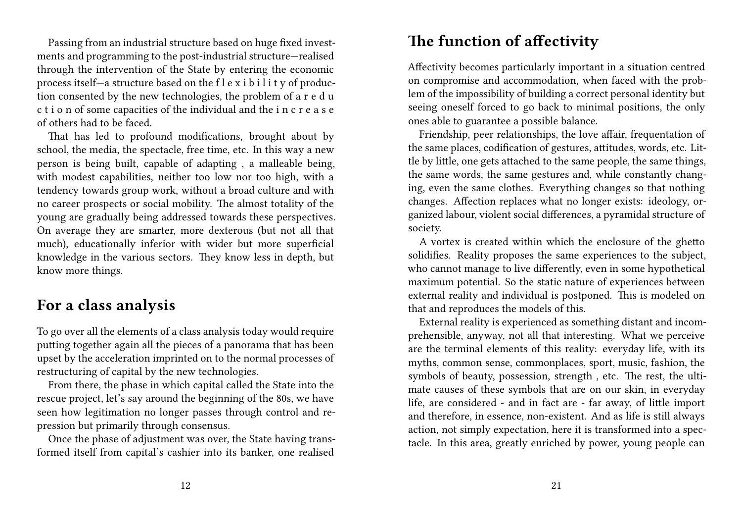Passing from an industrial structure based on huge fixed investments and programming to the post-industrial structure—realised through the intervention of the State by entering the economic process itself—a structure based on the f l e x i b i l i t y of production consented by the new technologies, the problem of a r e d u c t i o n of some capacities of the individual and the i n c r e a s e of others had to be faced.

That has led to profound modifications, brought about by school, the media, the spectacle, free time, etc. In this way a new person is being built, capable of adapting , a malleable being, with modest capabilities, neither too low nor too high, with a tendency towards group work, without a broad culture and with no career prospects or social mobility. The almost totality of the young are gradually being addressed towards these perspectives. On average they are smarter, more dexterous (but not all that much), educationally inferior with wider but more superficial knowledge in the various sectors. They know less in depth, but know more things.

## For a class analysis

To go over all the elements of a class analysis today would require putting together again all the pieces of a panorama that has been upset by the acceleration imprinted on to the normal processes of restructuring of capital by the new technologies.

From there, the phase in which capital called the State into the rescue project, let's say around the beginning of the 80s, we have seen how legitimation no longer passes through control and repression but primarily through consensus.

Once the phase of adjustment was over, the State having transformed itself from capital's cashier into its banker, one realised

## The function of affectivity

Affectivity becomes particularly important in a situation centred on compromise and accommodation, when faced with the problem of the impossibility of building a correct personal identity but seeing oneself forced to go back to minimal positions, the only ones able to guarantee a possible balance.

Friendship, peer relationships, the love affair, frequentation of the same places, codification of gestures, attitudes, words, etc. Little by little, one gets attached to the same people, the same things, the same words, the same gestures and, while constantly changing, even the same clothes. Everything changes so that nothing changes. Affection replaces what no longer exists: ideology, organized labour, violent social differences, a pyramidal structure of society.

A vortex is created within which the enclosure of the ghetto solidifies. Reality proposes the same experiences to the subject, who cannot manage to live differently, even in some hypothetical maximum potential. So the static nature of experiences between external reality and individual is postponed. This is modeled on that and reproduces the models of this.

External reality is experienced as something distant and incomprehensible, anyway, not all that interesting. What we perceive are the terminal elements of this reality: everyday life, with its myths, common sense, commonplaces, sport, music, fashion, the symbols of beauty, possession, strength , etc. The rest, the ultimate causes of these symbols that are on our skin, in everyday life, are considered - and in fact are - far away, of little import and therefore, in essence, non-existent. And as life is still always action, not simply expectation, here it is transformed into a spectacle. In this area, greatly enriched by power, young people can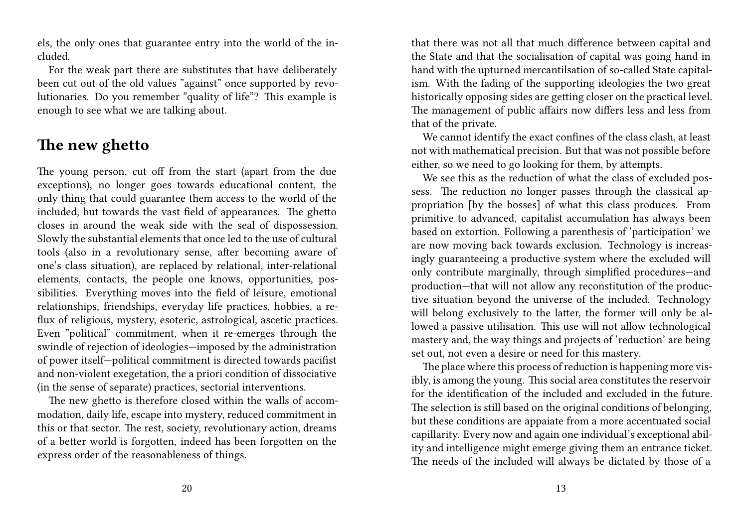els, the only ones that guarantee entry into the world of the included.

For the weak part there are substitutes that have deliberately been cut out of the old values "against" once supported by revolutionaries. Do you remember "quality of life"? This example is enough to see what we are talking about.

## The new ghetto

The young person, cut off from the start (apart from the due exceptions), no longer goes towards educational content, the only thing that could guarantee them access to the world of the included, but towards the vast field of appearances. The ghetto closes in around the weak side with the seal of dispossession. Slowly the substantial elements that once led to the use of cultural tools (also in a revolutionary sense, after becoming aware of one's class situation), are replaced by relational, inter-relational elements, contacts, the people one knows, opportunities, possibilities. Everything moves into the field of leisure, emotional relationships, friendships, everyday life practices, hobbies, a reflux of religious, mystery, esoteric, astrological, ascetic practices. Even "political" commitment, when it re-emerges through the swindle of rejection of ideologies—imposed by the administration of power itself—political commitment is directed towards pacifist and non-violent exegetation, the a priori condition of dissociative (in the sense of separate) practices, sectorial interventions.

The new ghetto is therefore closed within the walls of accommodation, daily life, escape into mystery, reduced commitment in this or that sector. The rest, society, revolutionary action, dreams of a better world is forgotten, indeed has been forgotten on the express order of the reasonableness of things.

that there was not all that much difference between capital and the State and that the socialisation of capital was going hand in hand with the upturned mercantilsation of so-called State capitalism. With the fading of the supporting ideologies the two great historically opposing sides are getting closer on the practical level. The management of public affairs now differs less and less from that of the private.

We cannot identify the exact confines of the class clash, at least not with mathematical precision. But that was not possible before either, so we need to go looking for them, by attempts.

We see this as the reduction of what the class of excluded possess. The reduction no longer passes through the classical appropriation [by the bosses] of what this class produces. From primitive to advanced, capitalist accumulation has always been based on extortion. Following a parenthesis of 'participation' we are now moving back towards exclusion. Technology is increasingly guaranteeing a productive system where the excluded will only contribute marginally, through simplified procedures—and production—that will not allow any reconstitution of the productive situation beyond the universe of the included. Technology will belong exclusively to the latter, the former will only be allowed a passive utilisation. This use will not allow technological mastery and, the way things and projects of 'reduction' are being set out, not even a desire or need for this mastery.

The place where this process of reduction is happening more visibly, is among the young. This social area constitutes the reservoir for the identification of the included and excluded in the future. The selection is still based on the original conditions of belonging, but these conditions are appaiate from a more accentuated social capillarity. Every now and again one individual's exceptional ability and intelligence might emerge giving them an entrance ticket. The needs of the included will always be dictated by those of a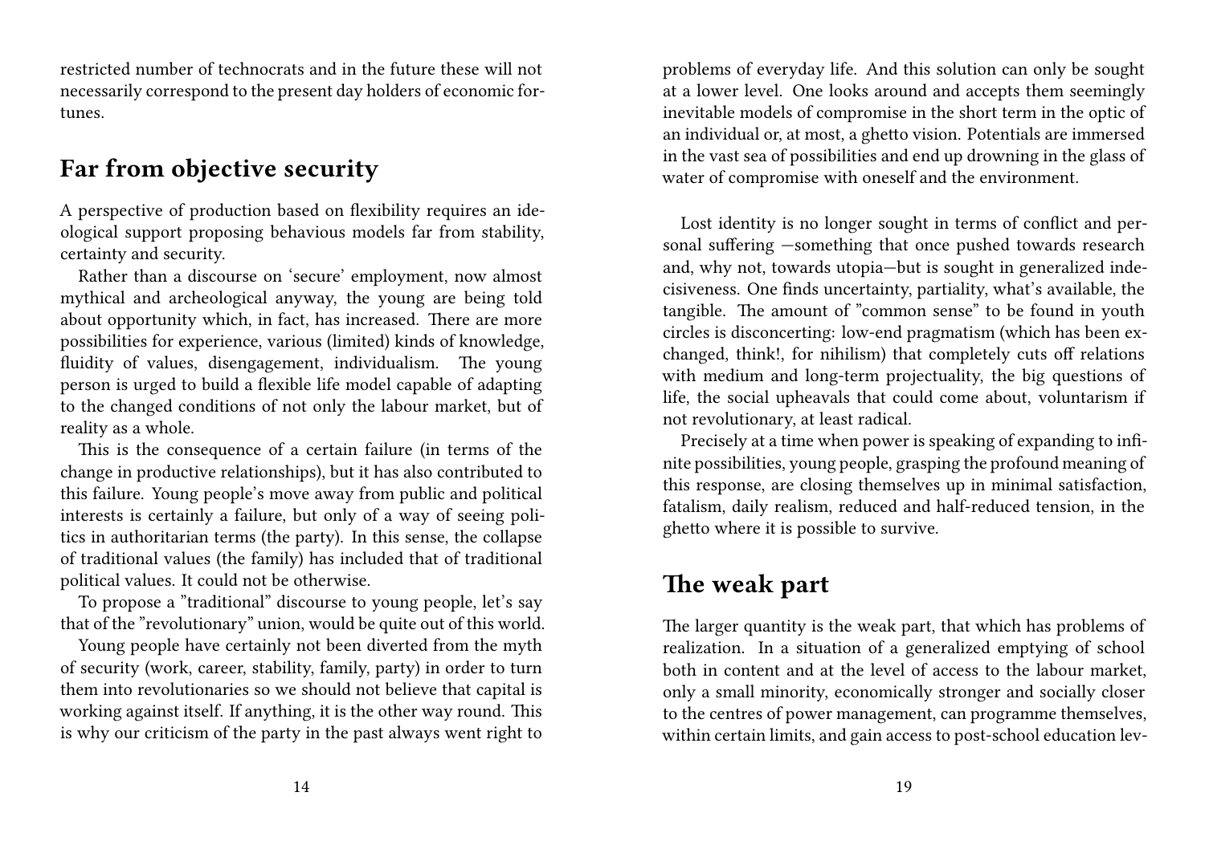restricted number of technocrats and in the future these will not necessarily correspond to the present day holders of economic fortunes.

## Far from objective security

A perspective of production based on flexibility requires an ideological support proposing behavious models far from stability, certainty and security.

Rather than a discourse on 'secure' employment, now almost mythical and archeological anyway, the young are being told about opportunity which, in fact, has increased. There are more possibilities for experience, various (limited) kinds of knowledge, fluidity of values, disengagement, individualism. The young person is urged to build a flexible life model capable of adapting to the changed conditions of not only the labour market, but of reality as a whole.

This is the consequence of a certain failure (in terms of the change in productive relationships), but it has also contributed to this failure. Young people's move away from public and political interests is certainly a failure, but only of a way of seeing politics in authoritarian terms (the party). In this sense, the collapse of traditional values (the family) has included that of traditional political values. It could not be otherwise.

To propose a "traditional" discourse to young people, let's say that of the "revolutionary" union, would be quite out of this world.

Young people have certainly not been diverted from the myth of security (work, career, stability, family, party) in order to turn them into revolutionaries so we should not believe that capital is working against itself. If anything, it is the other way round. This is why our criticism of the party in the past always went right to

problems of everyday life. And this solution can only be sought at a lower level. One looks around and accepts them seemingly inevitable models of compromise in the short term in the optic of an individual or, at most, a ghetto vision. Potentials are immersed in the vast sea of possibilities and end up drowning in the glass of water of compromise with oneself and the environment.

Lost identity is no longer sought in terms of conflict and personal suffering —something that once pushed towards research and, why not, towards utopia—but is sought in generalized indecisiveness. One finds uncertainty, partiality, what's available, the tangible. The amount of "common sense" to be found in youth circles is disconcerting: low-end pragmatism (which has been exchanged, think!, for nihilism) that completely cuts off relations with medium and long-term projectuality, the big questions of life, the social upheavals that could come about, voluntarism if not revolutionary, at least radical.

Precisely at a time when power is speaking of expanding to infinite possibilities, young people, grasping the profound meaning of this response, are closing themselves up in minimal satisfaction, fatalism, daily realism, reduced and half-reduced tension, in the ghetto where it is possible to survive.

## The weak part

The larger quantity is the weak part, that which has problems of realization. In a situation of a generalized emptying of school both in content and at the level of access to the labour market, only a small minority, economically stronger and socially closer to the centres of power management, can programme themselves, within certain limits, and gain access to post-school education lev-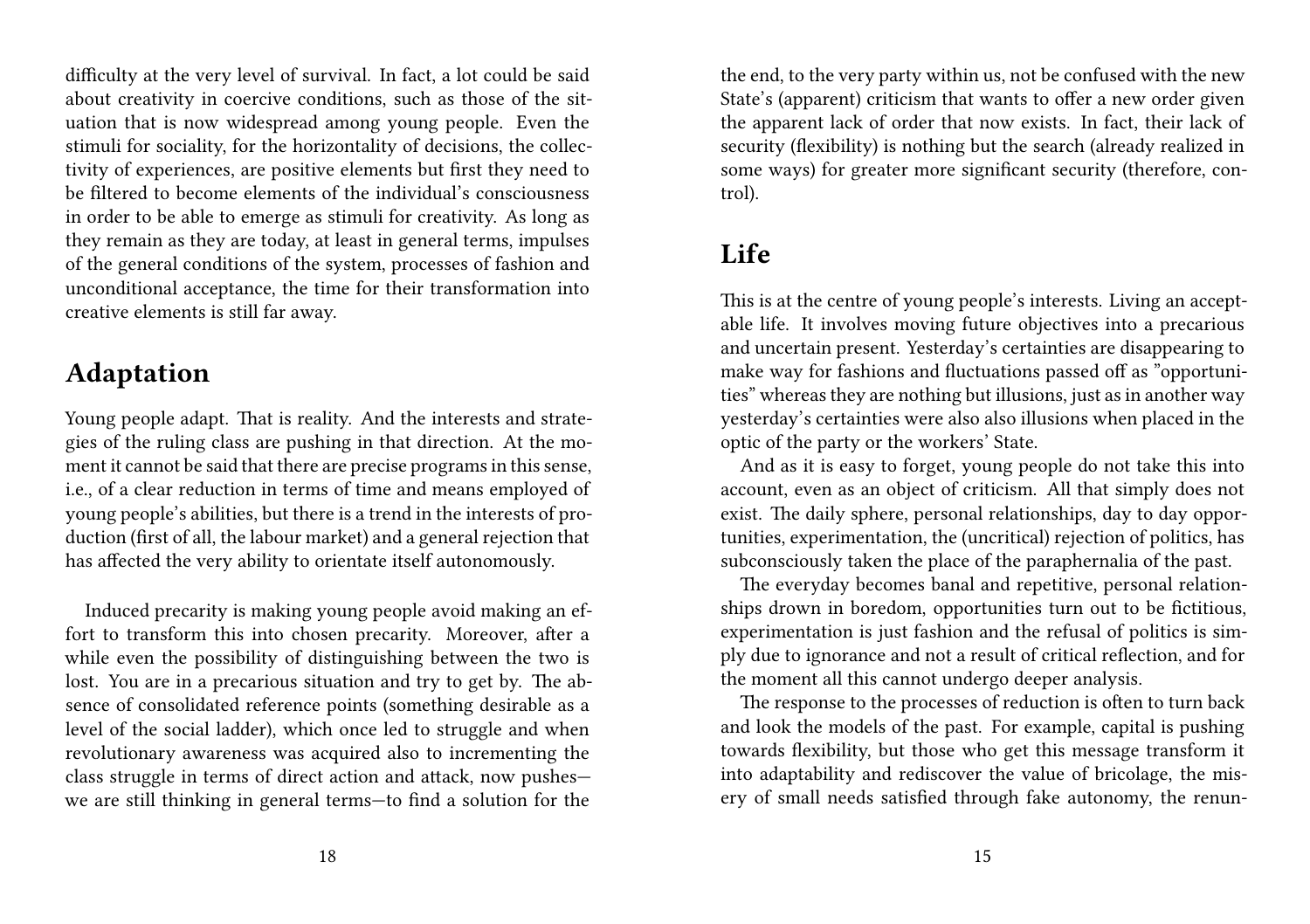difficulty at the very level of survival. In fact, a lot could be said about creativity in coercive conditions, such as those of the situation that is now widespread among young people. Even the stimuli for sociality, for the horizontality of decisions, the collectivity of experiences, are positive elements but first they need to be filtered to become elements of the individual's consciousness in order to be able to emerge as stimuli for creativity. As long as they remain as they are today, at least in general terms, impulses of the general conditions of the system, processes of fashion and unconditional acceptance, the time for their transformation into creative elements is still far away.

## Adaptation

Young people adapt. That is reality. And the interests and strategies of the ruling class are pushing in that direction. At the moment it cannot be said that there are precise programs in this sense, i.e., of a clear reduction in terms of time and means employed of young people's abilities, but there is a trend in the interests of production (first of all, the labour market) and a general rejection that has affected the very ability to orientate itself autonomously.

Induced precarity is making young people avoid making an effort to transform this into chosen precarity. Moreover, after a while even the possibility of distinguishing between the two is lost. You are in a precarious situation and try to get by. The absence of consolidated reference points (something desirable as a level of the social ladder), which once led to struggle and when revolutionary awareness was acquired also to incrementing the class struggle in terms of direct action and attack, now pushes—we are still thinking in general terms—to find a solution for the

the end, to the very party within us, not be confused with the new State's (apparent) criticism that wants to offer a new order given the apparent lack of order that now exists. In fact, their lack of security (flexibility) is nothing but the search (already realized in some ways) for greater more significant security (therefore, control).

## Life

This is at the centre of young people's interests. Living an acceptable life. It involves moving future objectives into a precarious and uncertain present. Yesterday's certainties are disappearing to make way for fashions and fluctuations passed off as "opportunities" whereas they are nothing but illusions, just as in another way yesterday's certainties were also also illusions when placed in the optic of the party or the workers' State.

And as it is easy to forget, young people do not take this into account, even as an object of criticism. All that simply does not exist. The daily sphere, personal relationships, day to day opportunities, experimentation, the (uncritical) rejection of politics, has subconsciously taken the place of the paraphernalia of the past.

The everyday becomes banal and repetitive, personal relationships drown in boredom, opportunities turn out to be fictitious, experimentation is just fashion and the refusal of politics is simply due to ignorance and not a result of critical reflection, and for the moment all this cannot undergo deeper analysis.

The response to the processes of reduction is often to turn back and look the models of the past. For example, capital is pushing towards flexibility, but those who get this message transform it into adaptability and rediscover the value of bricolage, the misery of small needs satisfied through fake autonomy, the renun-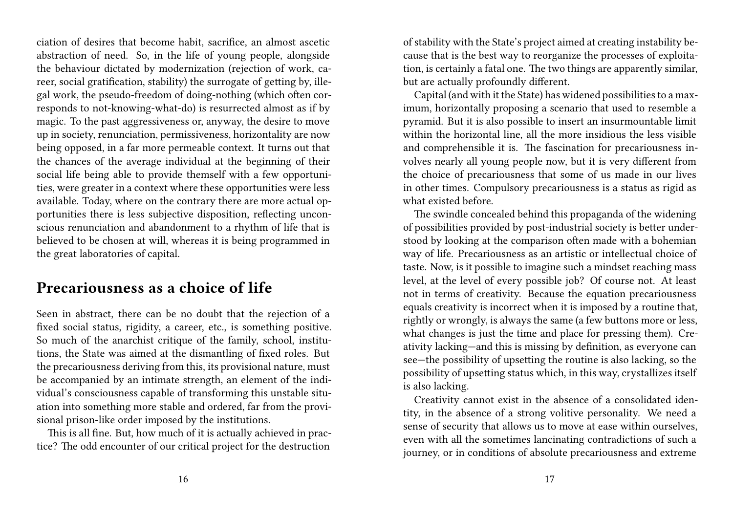ciation of desires that become habit, sacrifice, an almost ascetic abstraction of need. So, in the life of young people, alongside the behaviour dictated by modernization (rejection of work, career, social gratification, stability) the surrogate of getting by, illegal work, the pseudo-freedom of doing-nothing (which often corresponds to not-knowing-what-do) is resurrected almost as if by magic. To the past aggressiveness or, anyway, the desire to move up in society, renunciation, permissiveness, horizontality are now being opposed, in a far more permeable context. It turns out that the chances of the average individual at the beginning of their social life being able to provide themself with a few opportunities, were greater in a context where these opportunities were less available. Today, where on the contrary there are more actual opportunities there is less subjective disposition, reflecting unconscious renunciation and abandonment to a rhythm of life that is believed to be chosen at will, whereas it is being programmed in the great laboratories of capital.

## Precariousness as a choice of life

Seen in abstract, there can be no doubt that the rejection of a fixed social status, rigidity, a career, etc., is something positive. So much of the anarchist critique of the family, school, institutions, the State was aimed at the dismantling of fixed roles. But the precariousness deriving from this, its provisional nature, must be accompanied by an intimate strength, an element of the individual's consciousness capable of transforming this unstable situation into something more stable and ordered, far from the provisional prison-like order imposed by the institutions.

This is all fine. But, how much of it is actually achieved in practice? The odd encounter of our critical project for the destruction of stability with the State's project aimed at creating instability because that is the best way to reorganize the processes of exploitation, is certainly a fatal one. The two things are apparently similar, but are actually profoundly different.

Capital (and with it the State) has widened possibilities to a maximum, horizontally proposing a scenario that used to resemble a pyramid. But it is also possible to insert an insurmountable limit within the horizontal line, all the more insidious the less visible and comprehensible it is. The fascination for precariousness involves nearly all young people now, but it is very different from the choice of precariousness that some of us made in our lives in other times. Compulsory precariousness is a status as rigid as what existed before.

The swindle concealed behind this propaganda of the widening of possibilities provided by post-industrial society is better understood by looking at the comparison often made with a bohemian way of life. Precariousness as an artistic or intellectual choice of taste. Now, is it possible to imagine such a mindset reaching mass level, at the level of every possible job? Of course not. At least not in terms of creativity. Because the equation precariousness equals creativity is incorrect when it is imposed by a routine that, rightly or wrongly, is always the same (a few buttons more or less, what changes is just the time and place for pressing them). Creativity lacking—and this is missing by definition, as everyone can see—the possibility of upsetting the routine is also lacking, so the possibility of upsetting status which, in this way, crystallizes itself is also lacking.

Creativity cannot exist in the absence of a consolidated identity, in the absence of a strong volitive personality. We need a sense of security that allows us to move at ease within ourselves, even with all the sometimes lancinating contradictions of such a journey, or in conditions of absolute precariousness and extreme